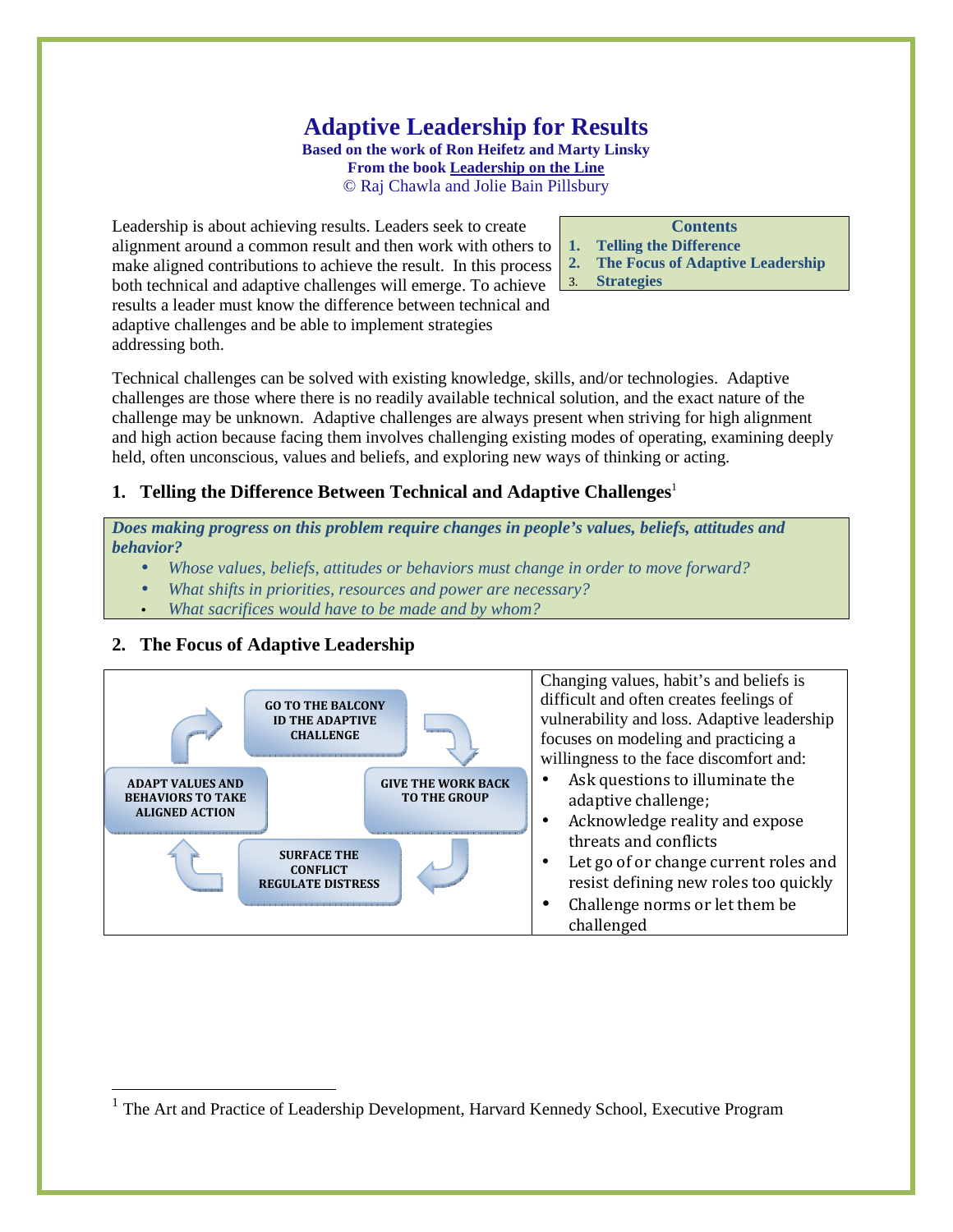# Adaptive Leadership for Results

**Based on the work of Ron Heifetz and Marty Linsky**
**From the book Leadership on the Line**
© Raj Chawla and Jolie Bain Pillsbury

**Contents**

1. **Telling the Difference**
2. **The Focus of Adaptive Leadership**
3. **Strategies**

Leadership is about achieving results. Leaders seek to create alignment around a common result and then work with others to make aligned contributions to achieve the result. In this process both technical and adaptive challenges will emerge. To achieve results a leader must know the difference between technical and adaptive challenges and be able to implement strategies addressing both.

Technical challenges can be solved with existing knowledge, skills, and/or technologies. Adaptive challenges are those where there is no readily available technical solution, and the exact nature of the challenge may be unknown. Adaptive challenges are always present when striving for high alignment and high action because facing them involves challenging existing modes of operating, examining deeply held, often unconscious, values and beliefs, and exploring new ways of thinking or acting.

## 1. Telling the Difference Between Technical and Adaptive Challenges[1]

***Does making progress on this problem require changes in people's values, beliefs, attitudes and behavior?***

- *Whose values, beliefs, attitudes or behaviors must change in order to move forward?*
- *What shifts in priorities, resources and power are necessary?*
- *What sacrifices would have to be made and by whom?*

## 2. The Focus of Adaptive Leadership

GO TO THE BALCONY ID THE ADAPTIVE CHALLENGE → GIVE THE WORK BACK TO THE GROUP → SURFACE THE CONFLICT REGULATE DISTRESS → ADAPT VALUES AND BEHAVIORS TO TAKE ALIGNED ACTION → (back to GO TO THE BALCONY)

Changing values, habit's and beliefs is difficult and often creates feelings of vulnerability and loss. Adaptive leadership focuses on modeling and practicing a willingness to the face discomfort and:

- Ask questions to illuminate the adaptive challenge;
- Acknowledge reality and expose threats and conflicts
- Let go of or change current roles and resist defining new roles too quickly
- Challenge norms or let them be challenged

---

[1] The Art and Practice of Leadership Development, Harvard Kennedy School, Executive Program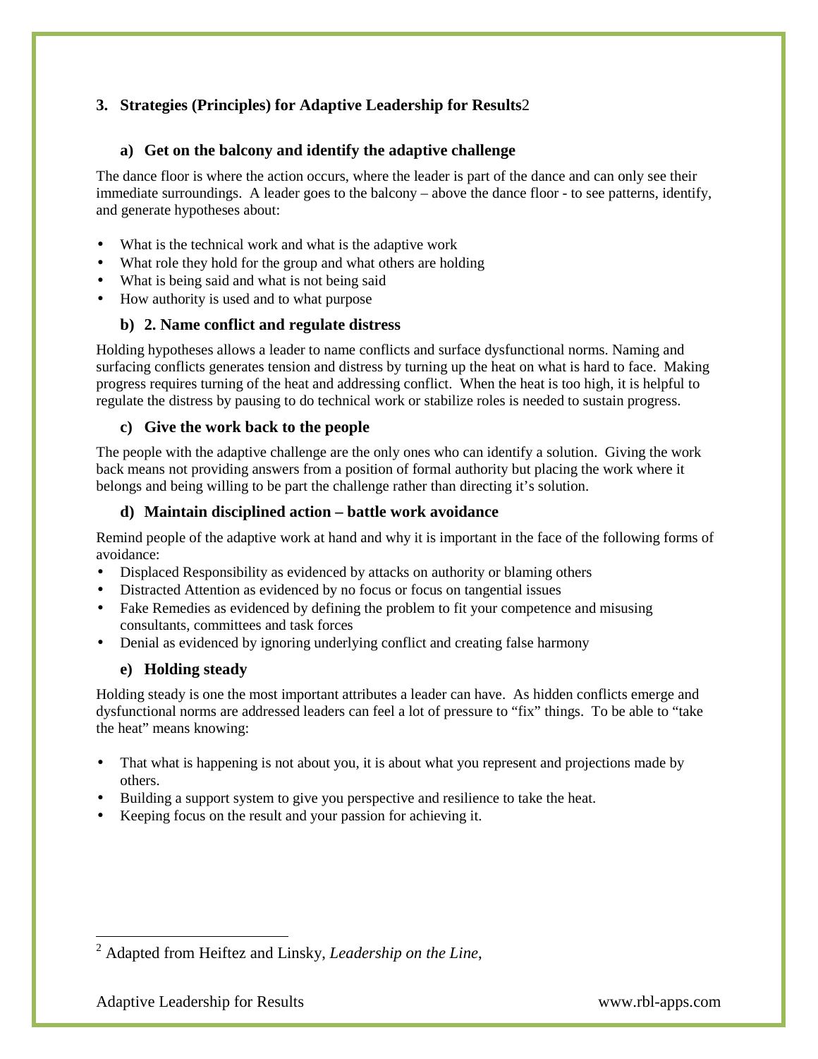## 3. Strategies (Principles) for Adaptive Leadership for Results[2]

### a) Get on the balcony and identify the adaptive challenge

The dance floor is where the action occurs, where the leader is part of the dance and can only see their immediate surroundings. A leader goes to the balcony – above the dance floor - to see patterns, identify, and generate hypotheses about:

- What is the technical work and what is the adaptive work
- What role they hold for the group and what others are holding
- What is being said and what is not being said
- How authority is used and to what purpose

### b) 2. Name conflict and regulate distress

Holding hypotheses allows a leader to name conflicts and surface dysfunctional norms. Naming and surfacing conflicts generates tension and distress by turning up the heat on what is hard to face. Making progress requires turning of the heat and addressing conflict. When the heat is too high, it is helpful to regulate the distress by pausing to do technical work or stabilize roles is needed to sustain progress.

### c) Give the work back to the people

The people with the adaptive challenge are the only ones who can identify a solution. Giving the work back means not providing answers from a position of formal authority but placing the work where it belongs and being willing to be part the challenge rather than directing it's solution.

### d) Maintain disciplined action – battle work avoidance

Remind people of the adaptive work at hand and why it is important in the face of the following forms of avoidance:

- Displaced Responsibility as evidenced by attacks on authority or blaming others
- Distracted Attention as evidenced by no focus or focus on tangential issues
- Fake Remedies as evidenced by defining the problem to fit your competence and misusing consultants, committees and task forces
- Denial as evidenced by ignoring underlying conflict and creating false harmony

### e) Holding steady

Holding steady is one the most important attributes a leader can have. As hidden conflicts emerge and dysfunctional norms are addressed leaders can feel a lot of pressure to "fix" things. To be able to "take the heat" means knowing:

- That what is happening is not about you, it is about what you represent and projections made by others.
- Building a support system to give you perspective and resilience to take the heat.
- Keeping focus on the result and your passion for achieving it.

[2] Adapted from Heiftez and Linsky, *Leadership on the Line*,